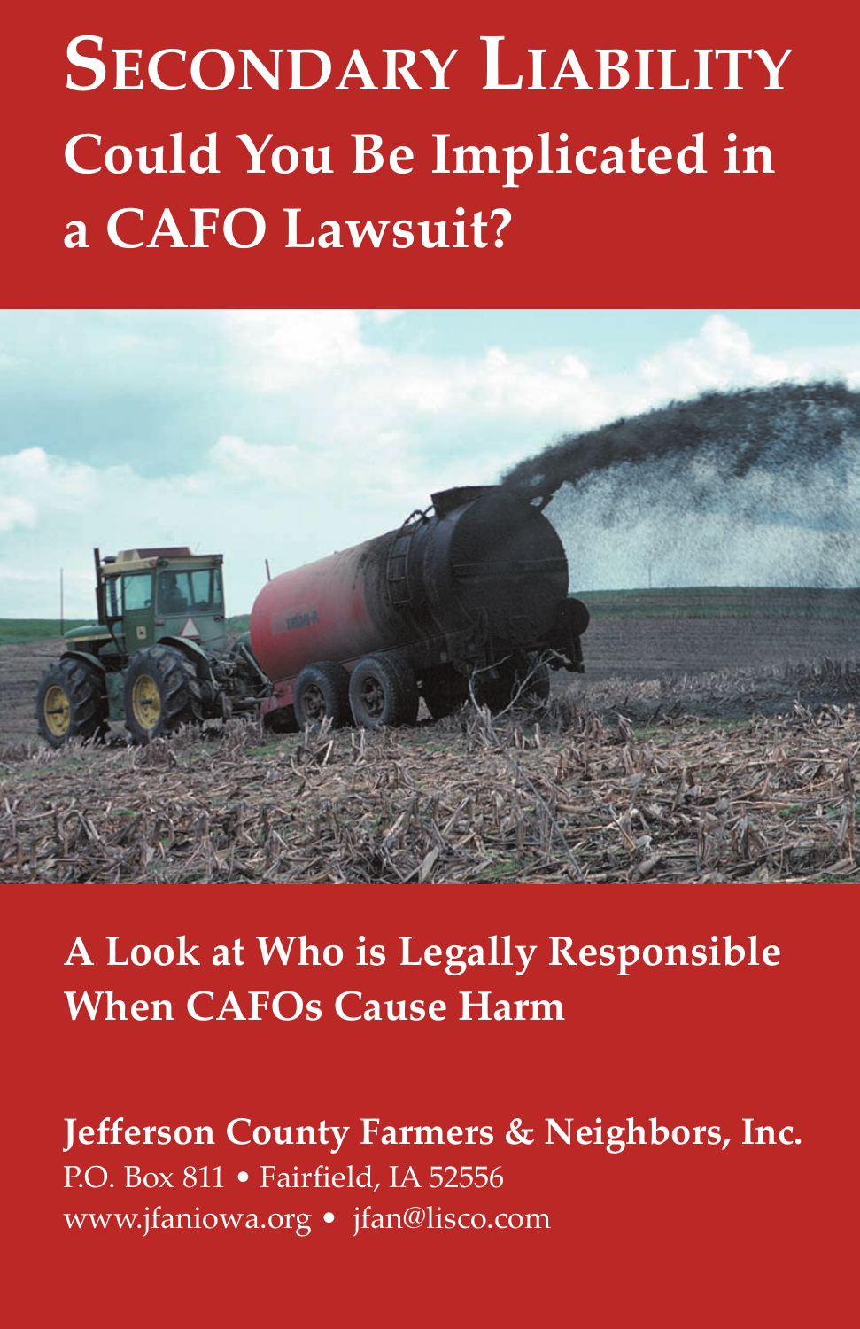# Secondary Liability

## Could You Be Implicated in a CAFO Lawsuit?

## A Look at Who is Legally Responsible When CAFOs Cause Harm

**Jefferson County Farmers & Neighbors, Inc.**
P.O. Box 811 • Fairfield, IA 52556
www.jfaniowa.org • jfan@lisco.com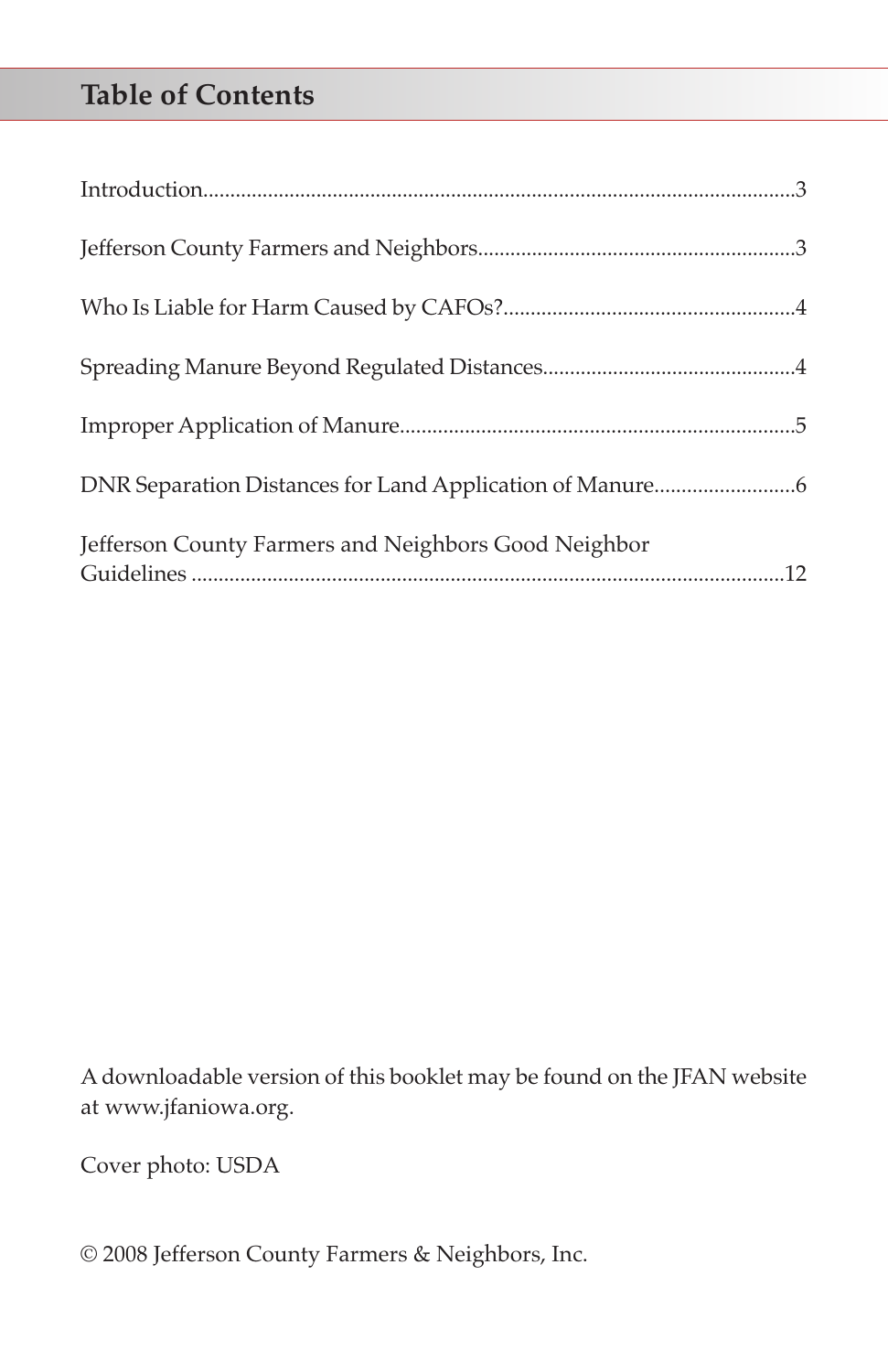## Table of Contents

Introduction.............................................................................................................3

Jefferson County Farmers and Neighbors...........................................................3

Who Is Liable for Harm Caused by CAFOs?......................................................4

Spreading Manure Beyond Regulated Distances...............................................4

Improper Application of Manure.........................................................................5

DNR Separation Distances for Land Application of Manure..........................6

Jefferson County Farmers and Neighbors Good Neighbor Guidelines .............................................................................................................12

A downloadable version of this booklet may be found on the JFAN website at www.jfaniowa.org.

Cover photo: USDA

© 2008 Jefferson County Farmers & Neighbors, Inc.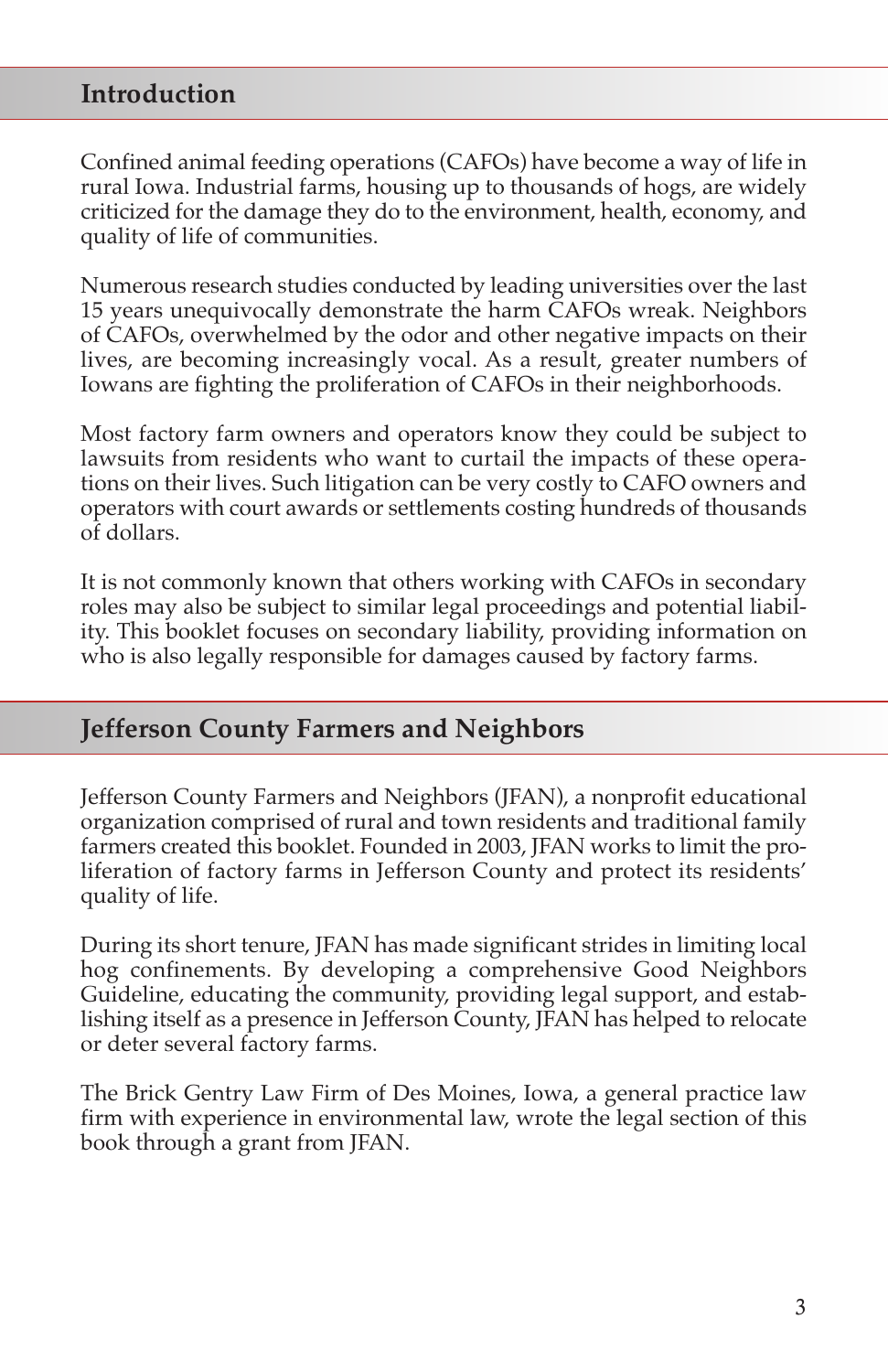## Introduction

Confined animal feeding operations (CAFOs) have become a way of life in rural Iowa. Industrial farms, housing up to thousands of hogs, are widely criticized for the damage they do to the environment, health, economy, and quality of life of communities.

Numerous research studies conducted by leading universities over the last 15 years unequivocally demonstrate the harm CAFOs wreak. Neighbors of CAFOs, overwhelmed by the odor and other negative impacts on their lives, are becoming increasingly vocal. As a result, greater numbers of Iowans are fighting the proliferation of CAFOs in their neighborhoods.

Most factory farm owners and operators know they could be subject to lawsuits from residents who want to curtail the impacts of these operations on their lives. Such litigation can be very costly to CAFO owners and operators with court awards or settlements costing hundreds of thousands of dollars.

It is not commonly known that others working with CAFOs in secondary roles may also be subject to similar legal proceedings and potential liability. This booklet focuses on secondary liability, providing information on who is also legally responsible for damages caused by factory farms.

## Jefferson County Farmers and Neighbors

Jefferson County Farmers and Neighbors (JFAN), a nonprofit educational organization comprised of rural and town residents and traditional family farmers created this booklet. Founded in 2003, JFAN works to limit the proliferation of factory farms in Jefferson County and protect its residents' quality of life.

During its short tenure, JFAN has made significant strides in limiting local hog confinements. By developing a comprehensive Good Neighbors Guideline, educating the community, providing legal support, and establishing itself as a presence in Jefferson County, JFAN has helped to relocate or deter several factory farms.

The Brick Gentry Law Firm of Des Moines, Iowa, a general practice law firm with experience in environmental law, wrote the legal section of this book through a grant from JFAN.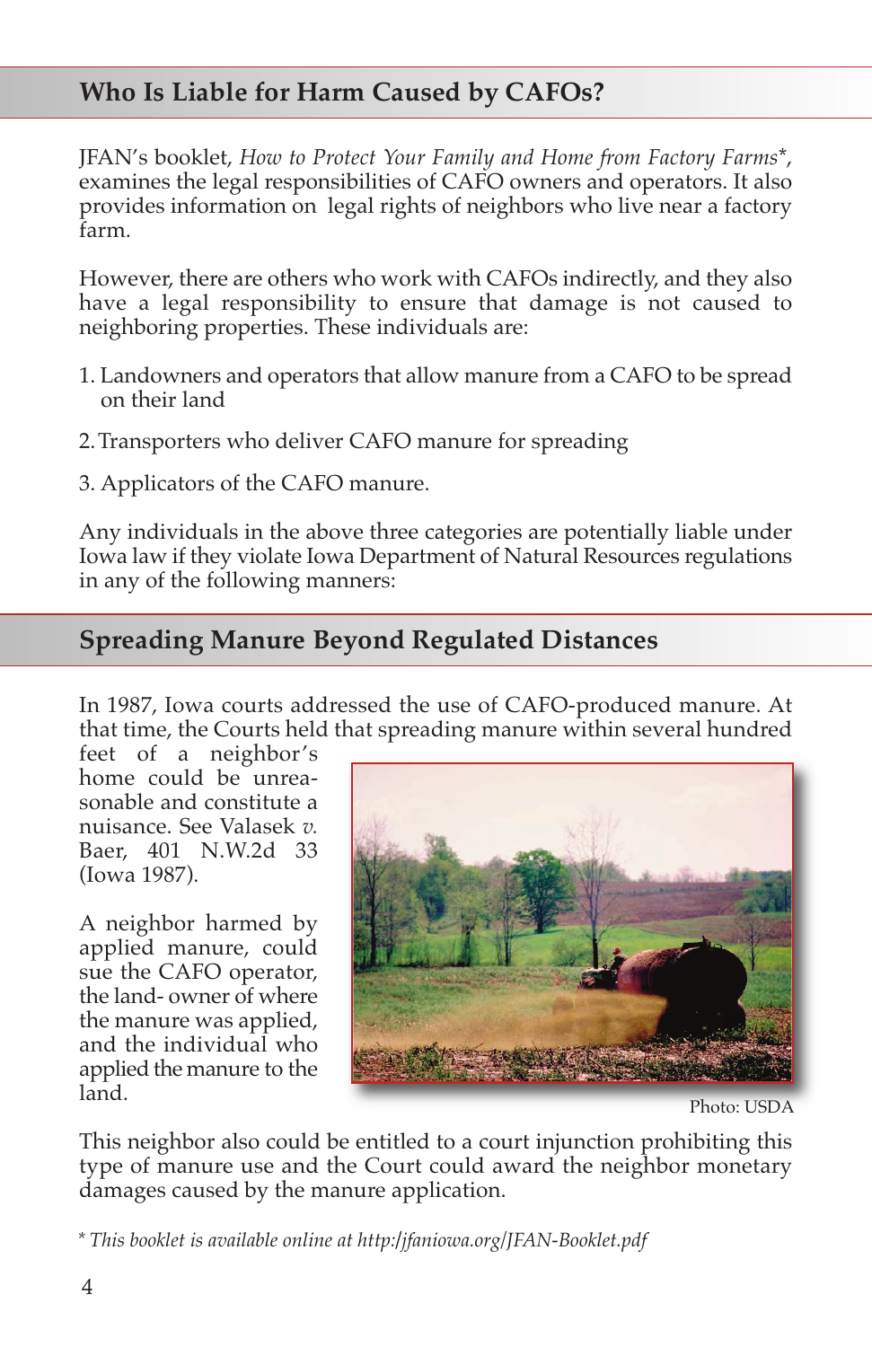## Who Is Liable for Harm Caused by CAFOs?

JFAN's booklet, *How to Protect Your Family and Home from Factory Farms**, examines the legal responsibilities of CAFO owners and operators. It also provides information on legal rights of neighbors who live near a factory farm.

However, there are others who work with CAFOs indirectly, and they also have a legal responsibility to ensure that damage is not caused to neighboring properties. These individuals are:

1. Landowners and operators that allow manure from a CAFO to be spread on their land
2. Transporters who deliver CAFO manure for spreading
3. Applicators of the CAFO manure.

Any individuals in the above three categories are potentially liable under Iowa law if they violate Iowa Department of Natural Resources regulations in any of the following manners:

## Spreading Manure Beyond Regulated Distances

In 1987, Iowa courts addressed the use of CAFO-produced manure. At that time, the Courts held that spreading manure within several hundred feet of a neighbor's home could be unreasonable and constitute a nuisance. See Valasek *v.* Baer, 401 N.W.2d 33 (Iowa 1987).

A neighbor harmed by applied manure, could sue the CAFO operator, the land- owner of where the manure was applied, and the individual who applied the manure to the land.

Photo: USDA

This neighbor also could be entitled to a court injunction prohibiting this type of manure use and the Court could award the neighbor monetary damages caused by the manure application.

\* *This booklet is available online at http://jfaniowa.org/JFAN-Booklet.pdf*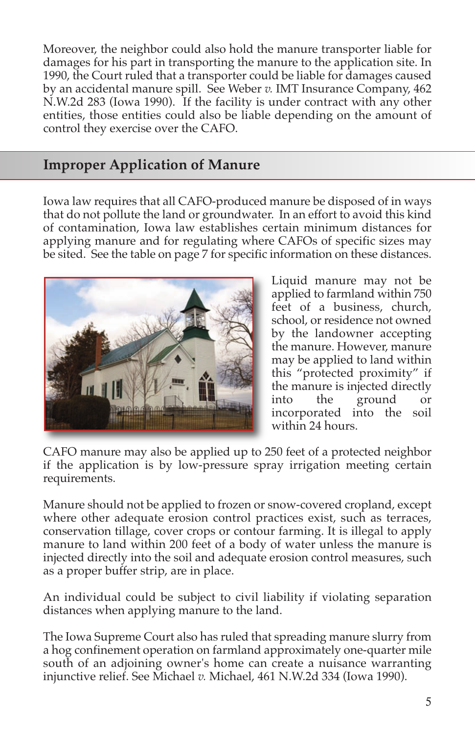Moreover, the neighbor could also hold the manure transporter liable for damages for his part in transporting the manure to the application site. In 1990, the Court ruled that a transporter could be liable for damages caused by an accidental manure spill. See Weber *v.* IMT Insurance Company, 462 N.W.2d 283 (Iowa 1990). If the facility is under contract with any other entities, those entities could also be liable depending on the amount of control they exercise over the CAFO.

## Improper Application of Manure

Iowa law requires that all CAFO-produced manure be disposed of in ways that do not pollute the land or groundwater. In an effort to avoid this kind of contamination, Iowa law establishes certain minimum distances for applying manure and for regulating where CAFOs of specific sizes may be sited. See the table on page 7 for specific information on these distances.

Liquid manure may not be applied to farmland within 750 feet of a business, church, school, or residence not owned by the landowner accepting the manure. However, manure may be applied to land within this "protected proximity" if the manure is injected directly into the ground or incorporated into the soil within 24 hours.

CAFO manure may also be applied up to 250 feet of a protected neighbor if the application is by low-pressure spray irrigation meeting certain requirements.

Manure should not be applied to frozen or snow-covered cropland, except where other adequate erosion control practices exist, such as terraces, conservation tillage, cover crops or contour farming. It is illegal to apply manure to land within 200 feet of a body of water unless the manure is injected directly into the soil and adequate erosion control measures, such as a proper buffer strip, are in place.

An individual could be subject to civil liability if violating separation distances when applying manure to the land.

The Iowa Supreme Court also has ruled that spreading manure slurry from a hog confinement operation on farmland approximately one-quarter mile south of an adjoining owner's home can create a nuisance warranting injunctive relief. See Michael *v.* Michael, 461 N.W.2d 334 (Iowa 1990).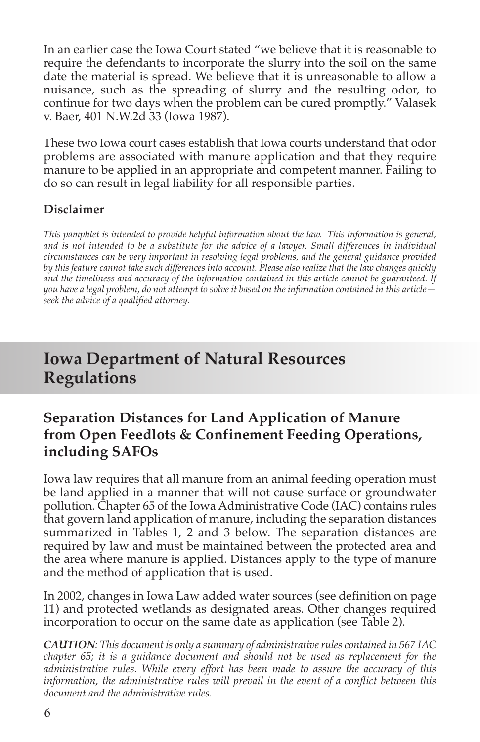In an earlier case the Iowa Court stated "we believe that it is reasonable to require the defendants to incorporate the slurry into the soil on the same date the material is spread. We believe that it is unreasonable to allow a nuisance, such as the spreading of slurry and the resulting odor, to continue for two days when the problem can be cured promptly." Valasek v. Baer, 401 N.W.2d 33 (Iowa 1987).

These two Iowa court cases establish that Iowa courts understand that odor problems are associated with manure application and that they require manure to be applied in an appropriate and competent manner. Failing to do so can result in legal liability for all responsible parties.

**Disclaimer**

*This pamphlet is intended to provide helpful information about the law. This information is general, and is not intended to be a substitute for the advice of a lawyer. Small differences in individual circumstances can be very important in resolving legal problems, and the general guidance provided by this feature cannot take such differences into account. Please also realize that the law changes quickly and the timeliness and accuracy of the information contained in this article cannot be guaranteed. If you have a legal problem, do not attempt to solve it based on the information contained in this article—seek the advice of a qualified attorney.*

# Iowa Department of Natural Resources Regulations

## Separation Distances for Land Application of Manure from Open Feedlots & Confinement Feeding Operations, including SAFOs

Iowa law requires that all manure from an animal feeding operation must be land applied in a manner that will not cause surface or groundwater pollution. Chapter 65 of the Iowa Administrative Code (IAC) contains rules that govern land application of manure, including the separation distances summarized in Tables 1, 2 and 3 below. The separation distances are required by law and must be maintained between the protected area and the area where manure is applied. Distances apply to the type of manure and the method of application that is used.

In 2002, changes in Iowa Law added water sources (see definition on page 11) and protected wetlands as designated areas. Other changes required incorporation to occur on the same date as application (see Table 2).

***CAUTION**: This document is only a summary of administrative rules contained in 567 IAC chapter 65; it is a guidance document and should not be used as replacement for the administrative rules. While every effort has been made to assure the accuracy of this information, the administrative rules will prevail in the event of a conflict between this document and the administrative rules.*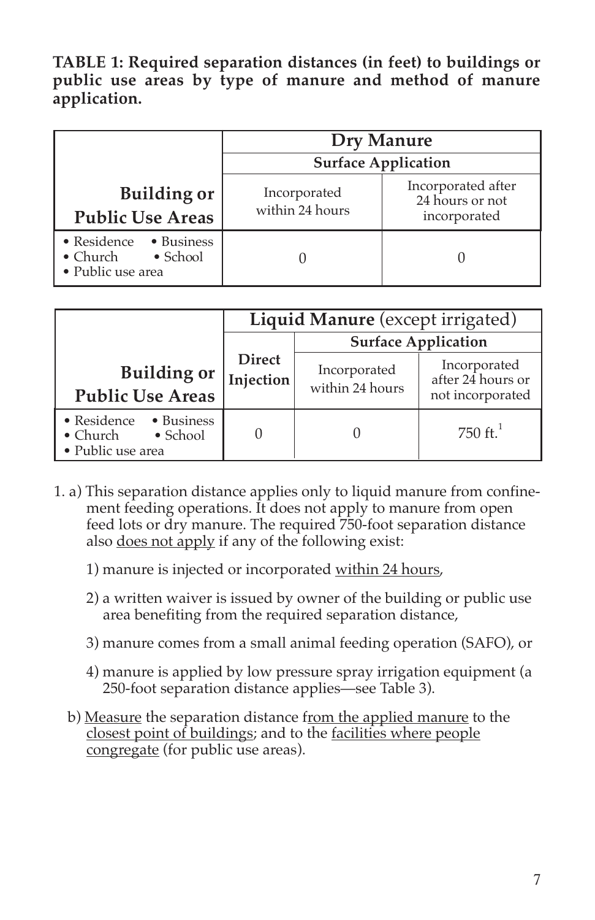**TABLE 1: Required separation distances (in feet) to buildings or public use areas by type of manure and method of manure application.**

| Building or Public Use Areas | Dry Manure | |
|---|---|---|
| | Surface Application | |
| | Incorporated within 24 hours | Incorporated after 24 hours or not incorporated |
| • Residence • Business • Church • School • Public use area | 0 | 0 |

| Building or Public Use Areas | Liquid Manure (except irrigated) | | |
|---|---|---|---|
| | Direct Injection | Surface Application | |
| | | Incorporated within 24 hours | Incorporated after 24 hours or not incorporated |
| • Residence • Business • Church • School • Public use area | 0 | 0 | 750 ft.[1] |

1. a) This separation distance applies only to liquid manure from confinement feeding operations. It does not apply to manure from open feed lots or dry manure. The required 750-foot separation distance also does not apply if any of the following exist:

   1) manure is injected or incorporated within 24 hours,

   2) a written waiver is issued by owner of the building or public use area benefiting from the required separation distance,

   3) manure comes from a small animal feeding operation (SAFO), or

   4) manure is applied by low pressure spray irrigation equipment (a 250-foot separation distance applies—see Table 3).

   b) Measure the separation distance from the applied manure to the closest point of buildings; and to the facilities where people congregate (for public use areas).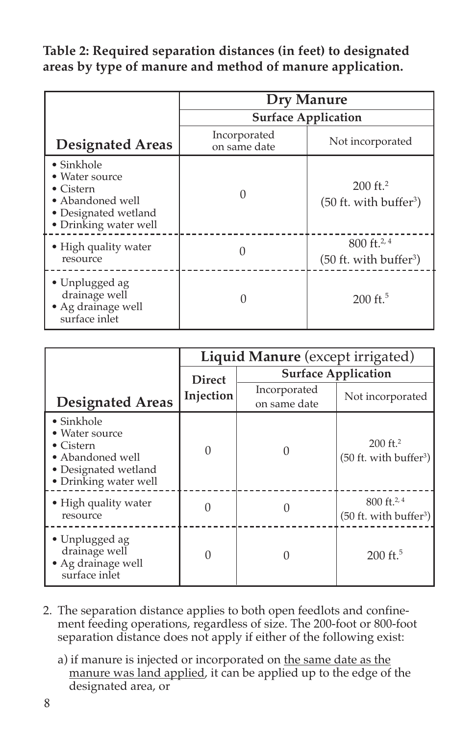**Table 2: Required separation distances (in feet) to designated areas by type of manure and method of manure application.**

| Designated Areas | Dry Manure — Surface Application: Incorporated on same date | Dry Manure — Surface Application: Not incorporated |
|---|---|---|
| • Sinkhole<br>• Water source<br>• Cistern<br>• Abandoned well<br>• Designated wetland<br>• Drinking water well | 0 | 200 ft.[2]<br>(50 ft. with buffer[3]) |
| • High quality water resource | 0 | 800 ft.[2, 4]<br>(50 ft. with buffer[3]) |
| • Unplugged ag drainage well<br>• Ag drainage well surface inlet | 0 | 200 ft.[5] |

| Designated Areas | Liquid Manure (except irrigated) — Direct Injection | Liquid Manure (except irrigated) — Surface Application: Incorporated on same date | Liquid Manure (except irrigated) — Surface Application: Not incorporated |
|---|---|---|---|
| • Sinkhole<br>• Water source<br>• Cistern<br>• Abandoned well<br>• Designated wetland<br>• Drinking water well | 0 | 0 | 200 ft.[2]<br>(50 ft. with buffer[3]) |
| • High quality water resource | 0 | 0 | 800 ft.[2, 4]<br>(50 ft. with buffer[3]) |
| • Unplugged ag drainage well<br>• Ag drainage well surface inlet | 0 | 0 | 200 ft.[5] |

2. The separation distance applies to both open feedlots and confinement feeding operations, regardless of size. The 200-foot or 800-foot separation distance does not apply if either of the following exist:

   a) if manure is injected or incorporated on the same date as the manure was land applied, it can be applied up to the edge of the designated area, or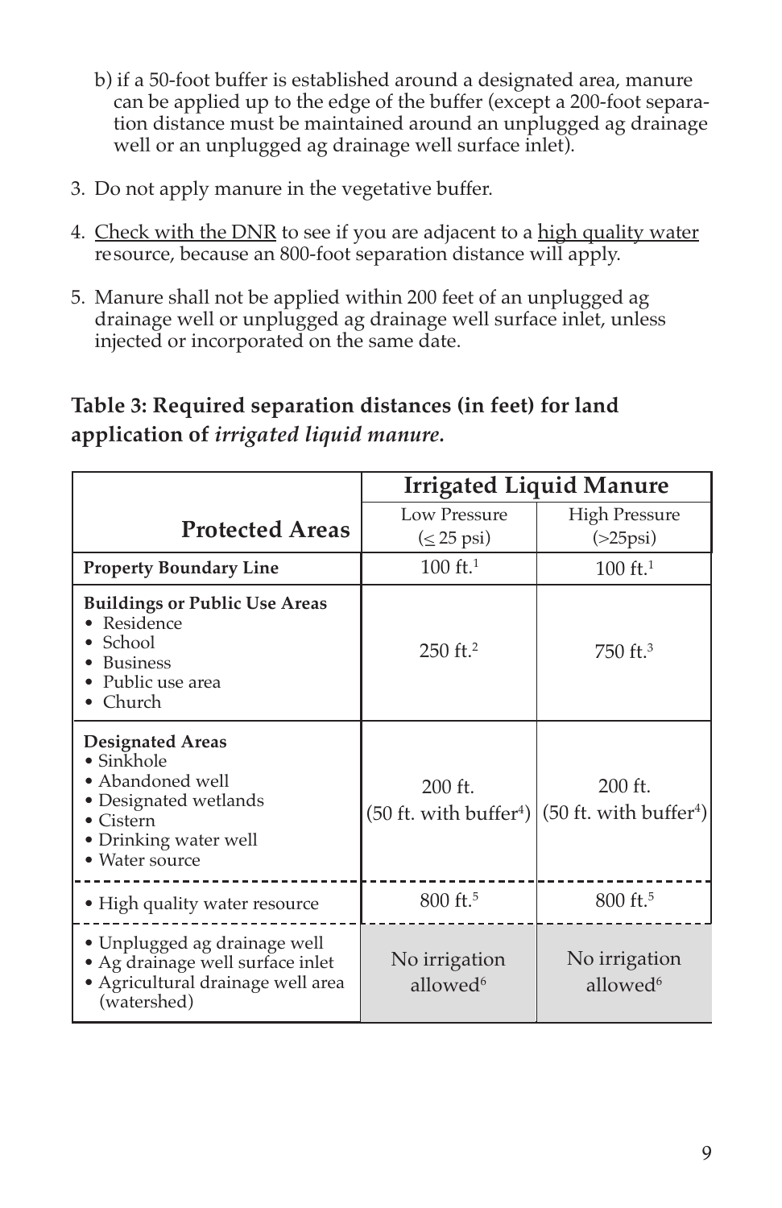b) if a 50-foot buffer is established around a designated area, manure can be applied up to the edge of the buffer (except a 200-foot separation distance must be maintained around an unplugged ag drainage well or an unplugged ag drainage well surface inlet).

3. Do not apply manure in the vegetative buffer.

4. Check with the DNR to see if you are adjacent to a high quality water resource, because an 800-foot separation distance will apply.

5. Manure shall not be applied within 200 feet of an unplugged ag drainage well or unplugged ag drainage well surface inlet, unless injected or incorporated on the same date.

**Table 3: Required separation distances (in feet) for land application of *irrigated liquid manure.***

| Protected Areas | Irrigated Liquid Manure | |
|---|---|---|
| | Low Pressure (≤ 25 psi) | High Pressure (>25psi) |
| **Property Boundary Line** | 100 ft.[1] | 100 ft.[1] |
| **Buildings or Public Use Areas** • Residence • School • Business • Public use area • Church | 250 ft.[2] | 750 ft.[3] |
| **Designated Areas** • Sinkhole • Abandoned well • Designated wetlands • Cistern • Drinking water well • Water source | 200 ft. (50 ft. with buffer[4]) | 200 ft. (50 ft. with buffer[4]) |
| • High quality water resource | 800 ft.[5] | 800 ft.[5] |
| • Unplugged ag drainage well • Ag drainage well surface inlet • Agricultural drainage well area (watershed) | No irrigation allowed[6] | No irrigation allowed[6] |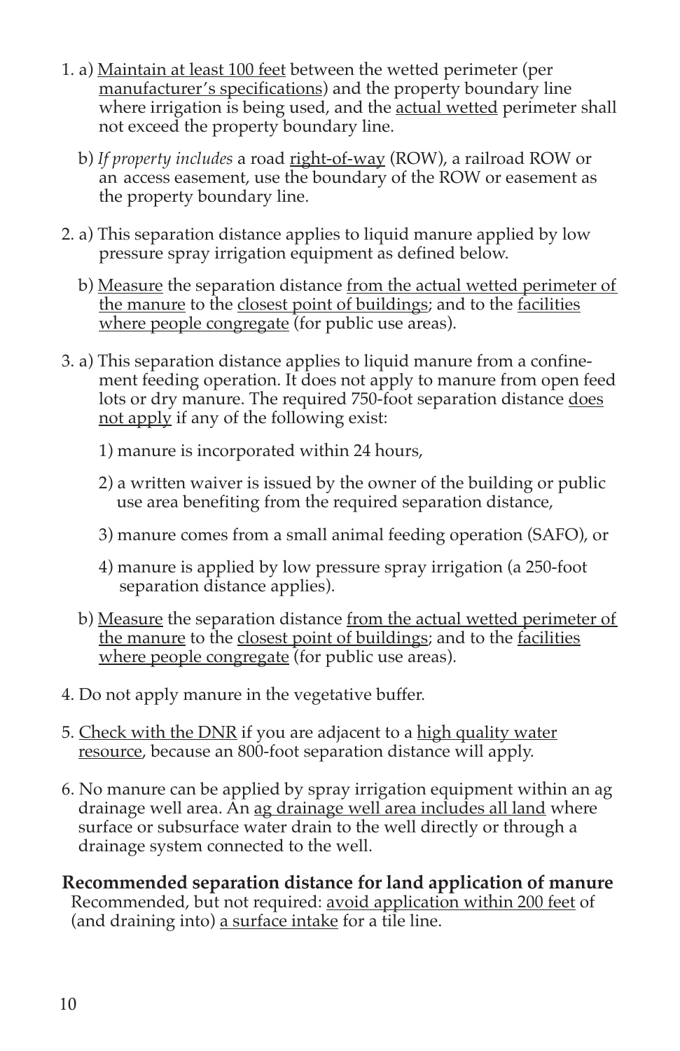1. a) Maintain at least 100 feet between the wetted perimeter (per manufacturer's specifications) and the property boundary line where irrigation is being used, and the actual wetted perimeter shall not exceed the property boundary line.

   b) *If property includes* a road right-of-way (ROW), a railroad ROW or an access easement, use the boundary of the ROW or easement as the property boundary line.

2. a) This separation distance applies to liquid manure applied by low pressure spray irrigation equipment as defined below.

   b) Measure the separation distance from the actual wetted perimeter of the manure to the closest point of buildings; and to the facilities where people congregate (for public use areas).

3. a) This separation distance applies to liquid manure from a confinement feeding operation. It does not apply to manure from open feed lots or dry manure. The required 750-foot separation distance does not apply if any of the following exist:

   1) manure is incorporated within 24 hours,

   2) a written waiver is issued by the owner of the building or public use area benefiting from the required separation distance,

   3) manure comes from a small animal feeding operation (SAFO), or

   4) manure is applied by low pressure spray irrigation (a 250-foot separation distance applies).

   b) Measure the separation distance from the actual wetted perimeter of the manure to the closest point of buildings; and to the facilities where people congregate (for public use areas).

4. Do not apply manure in the vegetative buffer.

5. Check with the DNR if you are adjacent to a high quality water resource, because an 800-foot separation distance will apply.

6. No manure can be applied by spray irrigation equipment within an ag drainage well area. An ag drainage well area includes all land where surface or subsurface water drain to the well directly or through a drainage system connected to the well.

**Recommended separation distance for land application of manure**

Recommended, but not required: avoid application within 200 feet of (and draining into) a surface intake for a tile line.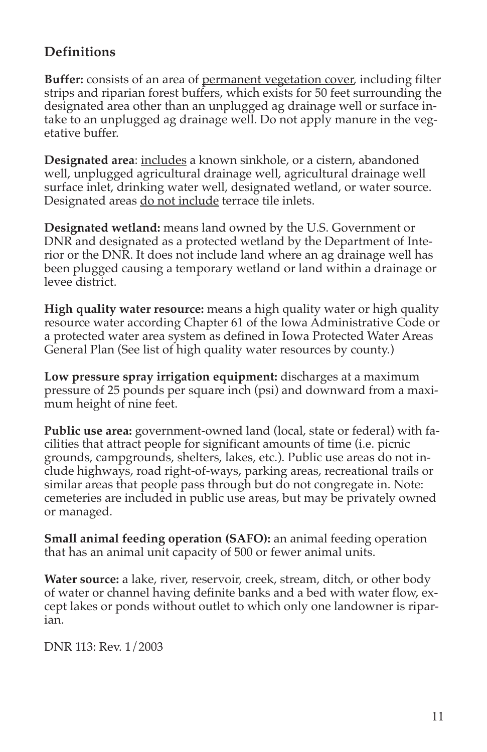## Definitions

**Buffer:** consists of an area of permanent vegetation cover, including filter strips and riparian forest buffers, which exists for 50 feet surrounding the designated area other than an unplugged ag drainage well or surface intake to an unplugged ag drainage well. Do not apply manure in the vegetative buffer.

**Designated area**: includes a known sinkhole, or a cistern, abandoned well, unplugged agricultural drainage well, agricultural drainage well surface inlet, drinking water well, designated wetland, or water source. Designated areas do not include terrace tile inlets.

**Designated wetland:** means land owned by the U.S. Government or DNR and designated as a protected wetland by the Department of Interior or the DNR. It does not include land where an ag drainage well has been plugged causing a temporary wetland or land within a drainage or levee district.

**High quality water resource:** means a high quality water or high quality resource water according Chapter 61 of the Iowa Administrative Code or a protected water area system as defined in Iowa Protected Water Areas General Plan (See list of high quality water resources by county.)

**Low pressure spray irrigation equipment:** discharges at a maximum pressure of 25 pounds per square inch (psi) and downward from a maximum height of nine feet.

**Public use area:** government-owned land (local, state or federal) with facilities that attract people for significant amounts of time (i.e. picnic grounds, campgrounds, shelters, lakes, etc.). Public use areas do not include highways, road right-of-ways, parking areas, recreational trails or similar areas that people pass through but do not congregate in. Note: cemeteries are included in public use areas, but may be privately owned or managed.

**Small animal feeding operation (SAFO):** an animal feeding operation that has an animal unit capacity of 500 or fewer animal units.

**Water source:** a lake, river, reservoir, creek, stream, ditch, or other body of water or channel having definite banks and a bed with water flow, except lakes or ponds without outlet to which only one landowner is riparian.

DNR 113: Rev. 1/2003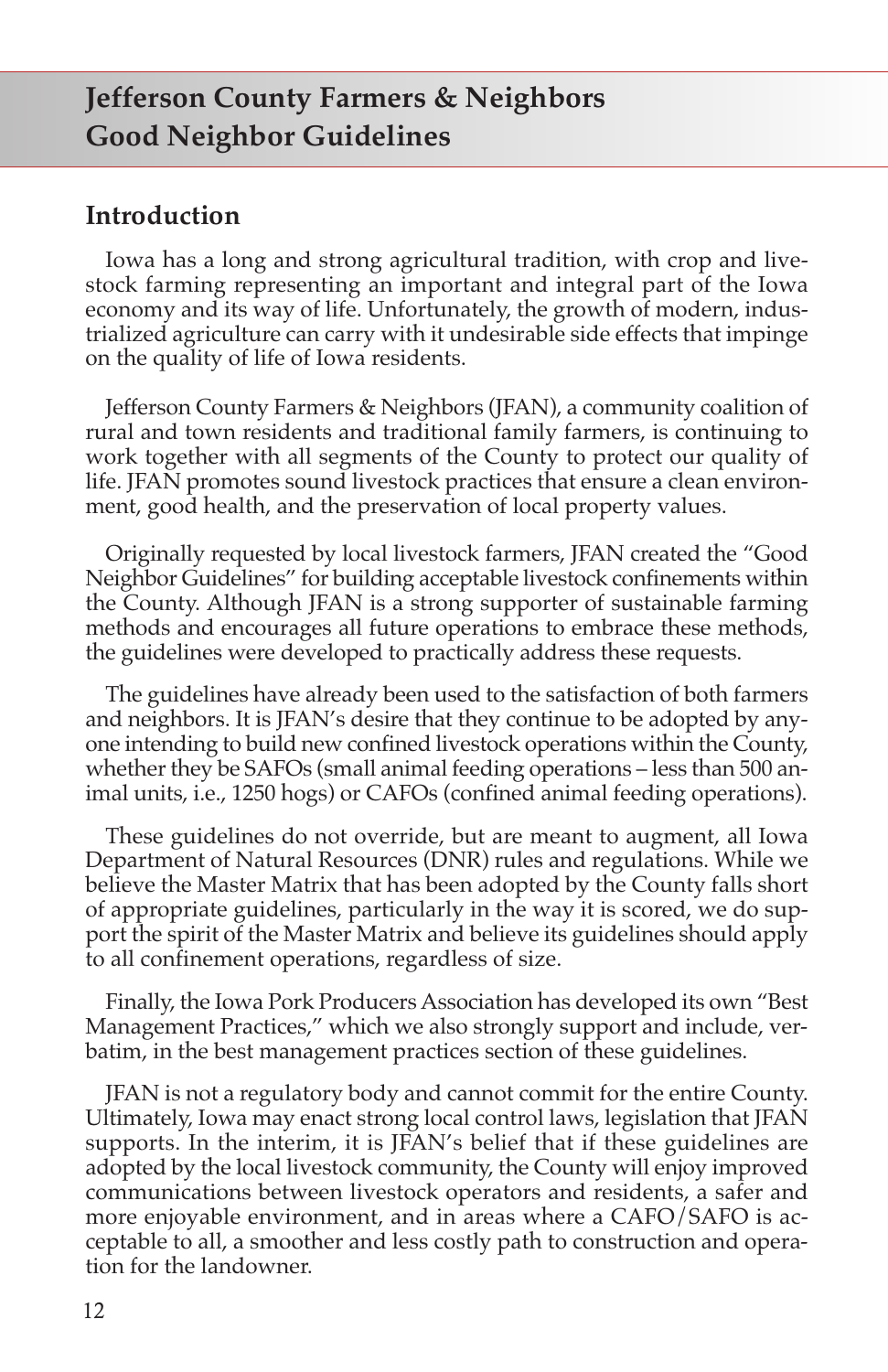# Jefferson County Farmers & Neighbors Good Neighbor Guidelines

## Introduction

Iowa has a long and strong agricultural tradition, with crop and livestock farming representing an important and integral part of the Iowa economy and its way of life. Unfortunately, the growth of modern, industrialized agriculture can carry with it undesirable side effects that impinge on the quality of life of Iowa residents.

Jefferson County Farmers & Neighbors (JFAN), a community coalition of rural and town residents and traditional family farmers, is continuing to work together with all segments of the County to protect our quality of life. JFAN promotes sound livestock practices that ensure a clean environment, good health, and the preservation of local property values.

Originally requested by local livestock farmers, JFAN created the "Good Neighbor Guidelines" for building acceptable livestock confinements within the County. Although JFAN is a strong supporter of sustainable farming methods and encourages all future operations to embrace these methods, the guidelines were developed to practically address these requests.

The guidelines have already been used to the satisfaction of both farmers and neighbors. It is JFAN's desire that they continue to be adopted by anyone intending to build new confined livestock operations within the County, whether they be SAFOs (small animal feeding operations – less than 500 animal units, i.e., 1250 hogs) or CAFOs (confined animal feeding operations).

These guidelines do not override, but are meant to augment, all Iowa Department of Natural Resources (DNR) rules and regulations. While we believe the Master Matrix that has been adopted by the County falls short of appropriate guidelines, particularly in the way it is scored, we do support the spirit of the Master Matrix and believe its guidelines should apply to all confinement operations, regardless of size.

Finally, the Iowa Pork Producers Association has developed its own "Best Management Practices," which we also strongly support and include, verbatim, in the best management practices section of these guidelines.

JFAN is not a regulatory body and cannot commit for the entire County. Ultimately, Iowa may enact strong local control laws, legislation that JFAN supports. In the interim, it is JFAN's belief that if these guidelines are adopted by the local livestock community, the County will enjoy improved communications between livestock operators and residents, a safer and more enjoyable environment, and in areas where a CAFO/SAFO is acceptable to all, a smoother and less costly path to construction and operation for the landowner.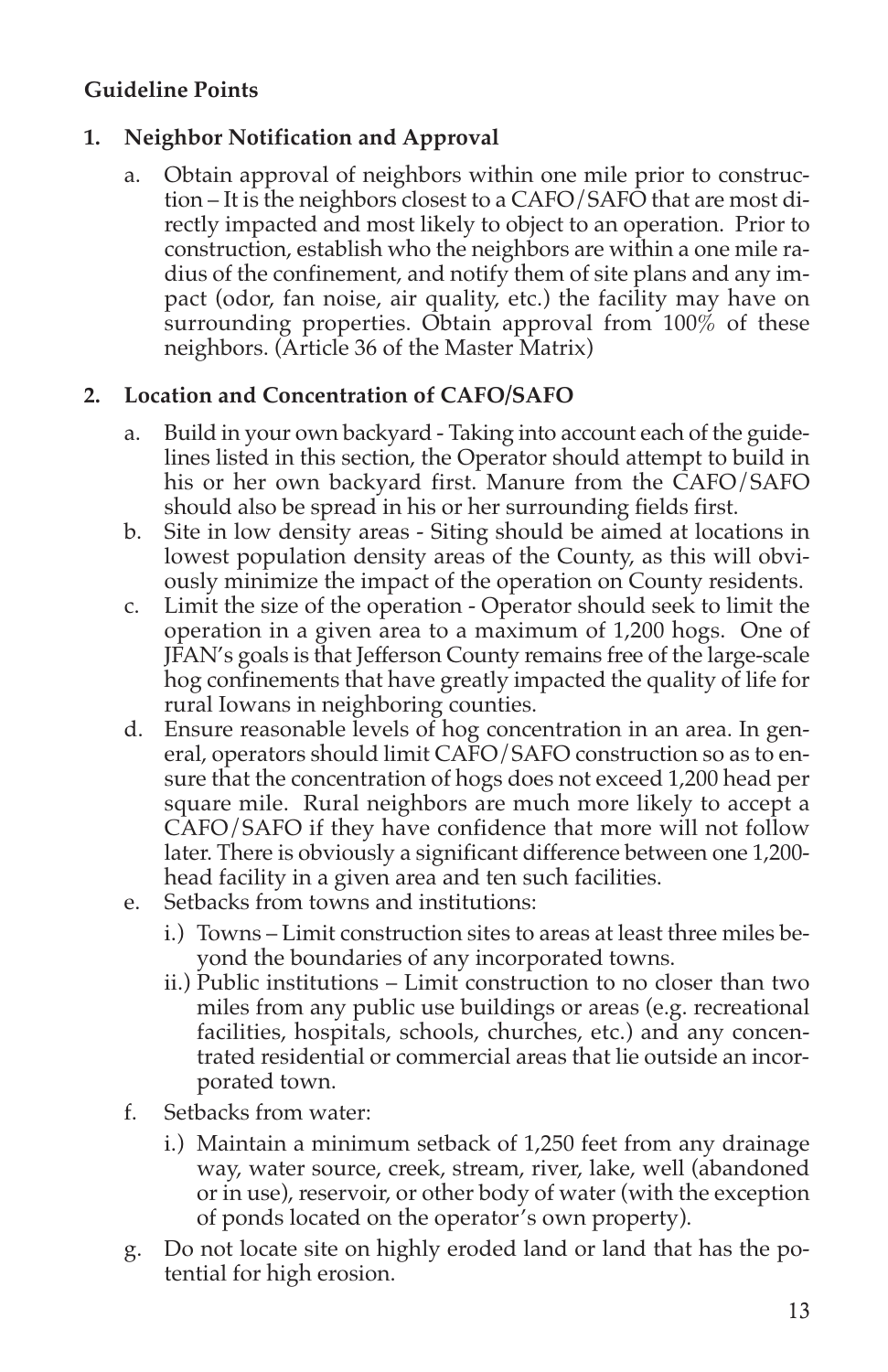**Guideline Points**

1. **Neighbor Notification and Approval**

   a. Obtain approval of neighbors within one mile prior to construction – It is the neighbors closest to a CAFO/SAFO that are most directly impacted and most likely to object to an operation. Prior to construction, establish who the neighbors are within a one mile radius of the confinement, and notify them of site plans and any impact (odor, fan noise, air quality, etc.) the facility may have on surrounding properties. Obtain approval from 100% of these neighbors. (Article 36 of the Master Matrix)

2. **Location and Concentration of CAFO/SAFO**

   a. Build in your own backyard - Taking into account each of the guidelines listed in this section, the Operator should attempt to build in his or her own backyard first. Manure from the CAFO/SAFO should also be spread in his or her surrounding fields first.

   b. Site in low density areas - Siting should be aimed at locations in lowest population density areas of the County, as this will obviously minimize the impact of the operation on County residents.

   c. Limit the size of the operation - Operator should seek to limit the operation in a given area to a maximum of 1,200 hogs. One of JFAN's goals is that Jefferson County remains free of the large-scale hog confinements that have greatly impacted the quality of life for rural Iowans in neighboring counties.

   d. Ensure reasonable levels of hog concentration in an area. In general, operators should limit CAFO/SAFO construction so as to ensure that the concentration of hogs does not exceed 1,200 head per square mile. Rural neighbors are much more likely to accept a CAFO/SAFO if they have confidence that more will not follow later. There is obviously a significant difference between one 1,200-head facility in a given area and ten such facilities.

   e. Setbacks from towns and institutions:

      i.) Towns – Limit construction sites to areas at least three miles beyond the boundaries of any incorporated towns.

      ii.) Public institutions – Limit construction to no closer than two miles from any public use buildings or areas (e.g. recreational facilities, hospitals, schools, churches, etc.) and any concentrated residential or commercial areas that lie outside an incorporated town.

   f. Setbacks from water:

      i.) Maintain a minimum setback of 1,250 feet from any drainage way, water source, creek, stream, river, lake, well (abandoned or in use), reservoir, or other body of water (with the exception of ponds located on the operator's own property).

   g. Do not locate site on highly eroded land or land that has the potential for high erosion.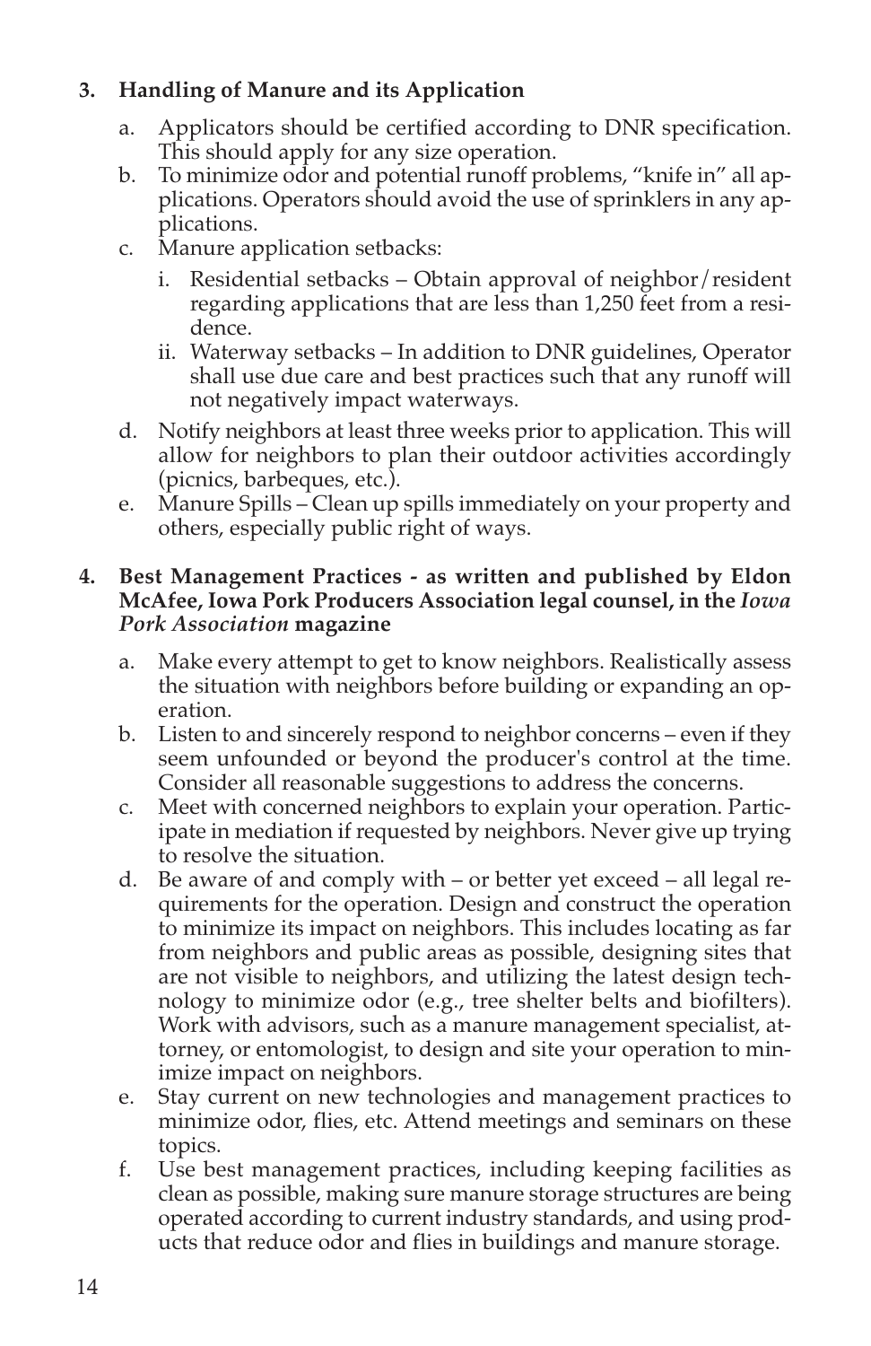**3. Handling of Manure and its Application**

a. Applicators should be certified according to DNR specification. This should apply for any size operation.
b. To minimize odor and potential runoff problems, "knife in" all applications. Operators should avoid the use of sprinklers in any applications.
c. Manure application setbacks:
   i. Residential setbacks – Obtain approval of neighbor/resident regarding applications that are less than 1,250 feet from a residence.
   ii. Waterway setbacks – In addition to DNR guidelines, Operator shall use due care and best practices such that any runoff will not negatively impact waterways.
d. Notify neighbors at least three weeks prior to application. This will allow for neighbors to plan their outdoor activities accordingly (picnics, barbeques, etc.).
e. Manure Spills – Clean up spills immediately on your property and others, especially public right of ways.

**4. Best Management Practices - as written and published by Eldon McAfee, Iowa Pork Producers Association legal counsel, in the *Iowa Pork Association* magazine**

a. Make every attempt to get to know neighbors. Realistically assess the situation with neighbors before building or expanding an operation.
b. Listen to and sincerely respond to neighbor concerns – even if they seem unfounded or beyond the producer's control at the time. Consider all reasonable suggestions to address the concerns.
c. Meet with concerned neighbors to explain your operation. Participate in mediation if requested by neighbors. Never give up trying to resolve the situation.
d. Be aware of and comply with – or better yet exceed – all legal requirements for the operation. Design and construct the operation to minimize its impact on neighbors. This includes locating as far from neighbors and public areas as possible, designing sites that are not visible to neighbors, and utilizing the latest design technology to minimize odor (e.g., tree shelter belts and biofilters). Work with advisors, such as a manure management specialist, attorney, or entomologist, to design and site your operation to minimize impact on neighbors.
e. Stay current on new technologies and management practices to minimize odor, flies, etc. Attend meetings and seminars on these topics.
f. Use best management practices, including keeping facilities as clean as possible, making sure manure storage structures are being operated according to current industry standards, and using products that reduce odor and flies in buildings and manure storage.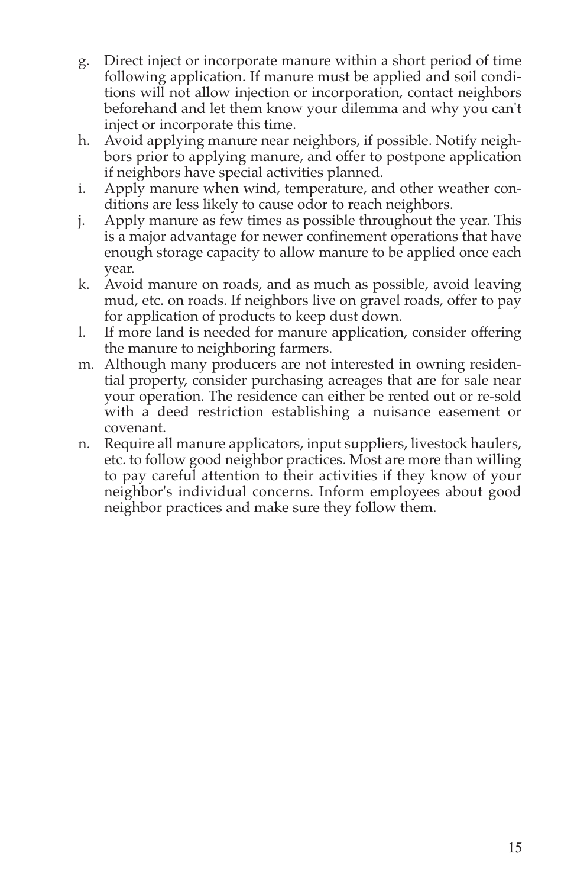g. Direct inject or incorporate manure within a short period of time following application. If manure must be applied and soil conditions will not allow injection or incorporation, contact neighbors beforehand and let them know your dilemma and why you can't inject or incorporate this time.
h. Avoid applying manure near neighbors, if possible. Notify neighbors prior to applying manure, and offer to postpone application if neighbors have special activities planned.
i. Apply manure when wind, temperature, and other weather conditions are less likely to cause odor to reach neighbors.
j. Apply manure as few times as possible throughout the year. This is a major advantage for newer confinement operations that have enough storage capacity to allow manure to be applied once each year.
k. Avoid manure on roads, and as much as possible, avoid leaving mud, etc. on roads. If neighbors live on gravel roads, offer to pay for application of products to keep dust down.
l. If more land is needed for manure application, consider offering the manure to neighboring farmers.
m. Although many producers are not interested in owning residential property, consider purchasing acreages that are for sale near your operation. The residence can either be rented out or re-sold with a deed restriction establishing a nuisance easement or covenant.
n. Require all manure applicators, input suppliers, livestock haulers, etc. to follow good neighbor practices. Most are more than willing to pay careful attention to their activities if they know of your neighbor's individual concerns. Inform employees about good neighbor practices and make sure they follow them.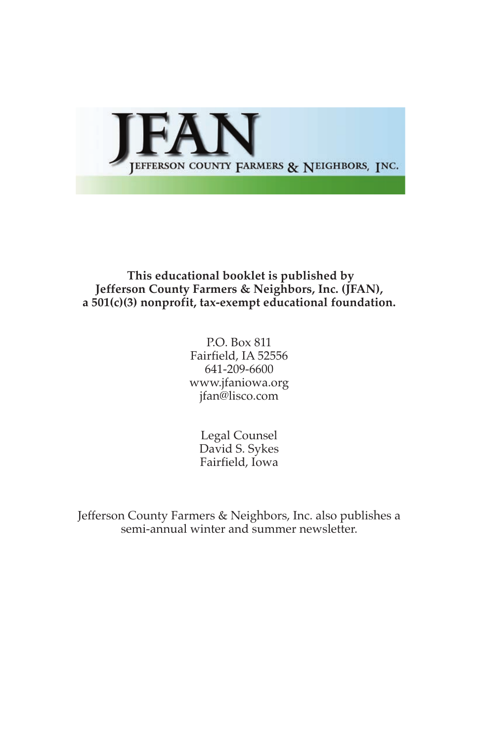# JFAN

JEFFERSON COUNTY FARMERS & NEIGHBORS, INC.

**This educational booklet is published by Jefferson County Farmers & Neighbors, Inc. (JFAN), a 501(c)(3) nonprofit, tax-exempt educational foundation.**

P.O. Box 811
Fairfield, IA 52556
641-209-6600
www.jfaniowa.org
jfan@lisco.com

Legal Counsel
David S. Sykes
Fairfield, Iowa

Jefferson County Farmers & Neighbors, Inc. also publishes a semi-annual winter and summer newsletter.